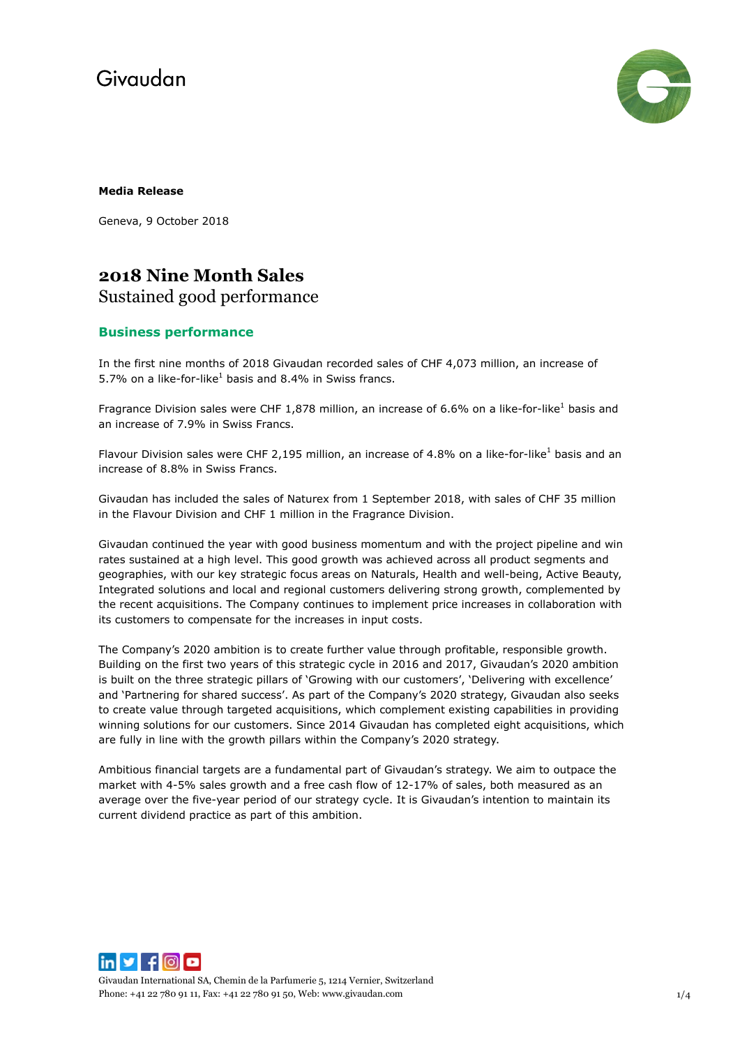Givaudan

**Media Release**

Geneva, 9 October 2018

# 2018 Nine Month Sales

Sustained good performance

## Business performance

In the first nine months of 2018 Givaudan recorded sales of CHF 4,073 million, an increase of 5.7% on a like-for-like[1] basis and 8.4% in Swiss francs.

Fragrance Division sales were CHF 1,878 million, an increase of 6.6% on a like-for-like[1] basis and an increase of 7.9% in Swiss Francs.

Flavour Division sales were CHF 2,195 million, an increase of 4.8% on a like-for-like[1] basis and an increase of 8.8% in Swiss Francs.

Givaudan has included the sales of Naturex from 1 September 2018, with sales of CHF 35 million in the Flavour Division and CHF 1 million in the Fragrance Division.

Givaudan continued the year with good business momentum and with the project pipeline and win rates sustained at a high level. This good growth was achieved across all product segments and geographies, with our key strategic focus areas on Naturals, Health and well-being, Active Beauty, Integrated solutions and local and regional customers delivering strong growth, complemented by the recent acquisitions. The Company continues to implement price increases in collaboration with its customers to compensate for the increases in input costs.

The Company's 2020 ambition is to create further value through profitable, responsible growth. Building on the first two years of this strategic cycle in 2016 and 2017, Givaudan's 2020 ambition is built on the three strategic pillars of 'Growing with our customers', 'Delivering with excellence' and 'Partnering for shared success'. As part of the Company's 2020 strategy, Givaudan also seeks to create value through targeted acquisitions, which complement existing capabilities in providing winning solutions for our customers. Since 2014 Givaudan has completed eight acquisitions, which are fully in line with the growth pillars within the Company's 2020 strategy.

Ambitious financial targets are a fundamental part of Givaudan's strategy. We aim to outpace the market with 4-5% sales growth and a free cash flow of 12-17% of sales, both measured as an average over the five-year period of our strategy cycle. It is Givaudan's intention to maintain its current dividend practice as part of this ambition.

Givaudan International SA, Chemin de la Parfumerie 5, 1214 Vernier, Switzerland
Phone: +41 22 780 91 11, Fax: +41 22 780 91 50, Web: www.givaudan.com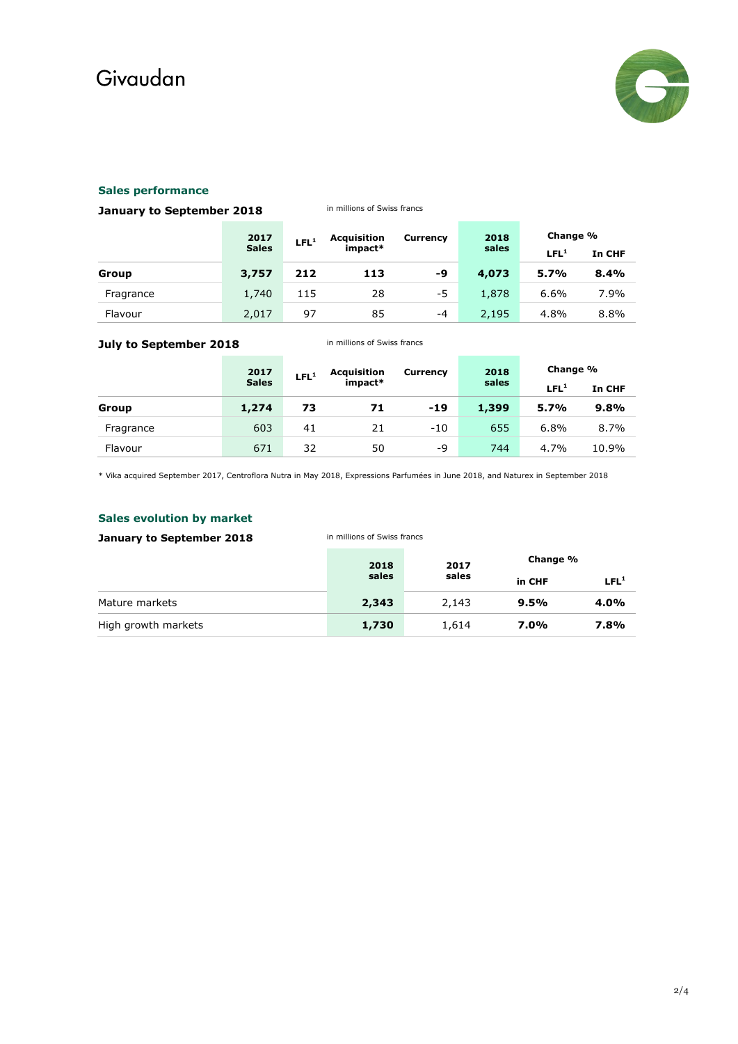Givaudan

## Sales performance

### January to September 2018

in millions of Swiss francs

| | 2017 Sales | LFL[1] | Acquisition impact* | Currency | 2018 sales | Change % | |
|---|---|---|---|---|---|---|---|
| | | | | | | LFL[1] | In CHF |
| **Group** | **3,757** | **212** | **113** | **-9** | **4,073** | **5.7%** | **8.4%** |
| Fragrance | 1,740 | 115 | 28 | -5 | 1,878 | 6.6% | 7.9% |
| Flavour | 2,017 | 97 | 85 | -4 | 2,195 | 4.8% | 8.8% |

### July to September 2018

in millions of Swiss francs

| | 2017 Sales | LFL[1] | Acquisition impact* | Currency | 2018 sales | Change % | |
|---|---|---|---|---|---|---|---|
| | | | | | | LFL[1] | In CHF |
| **Group** | **1,274** | **73** | **71** | **-19** | **1,399** | **5.7%** | **9.8%** |
| Fragrance | 603 | 41 | 21 | -10 | 655 | 6.8% | 8.7% |
| Flavour | 671 | 32 | 50 | -9 | 744 | 4.7% | 10.9% |

* Vika acquired September 2017, Centroflora Nutra in May 2018, Expressions Parfumées in June 2018, and Naturex in September 2018

## Sales evolution by market

### January to September 2018

in millions of Swiss francs

| | 2018 sales | 2017 sales | Change % | |
|---|---|---|---|---|
| | | | in CHF | LFL[1] |
| Mature markets | **2,343** | 2,143 | **9.5%** | **4.0%** |
| High growth markets | **1,730** | 1,614 | **7.0%** | **7.8%** |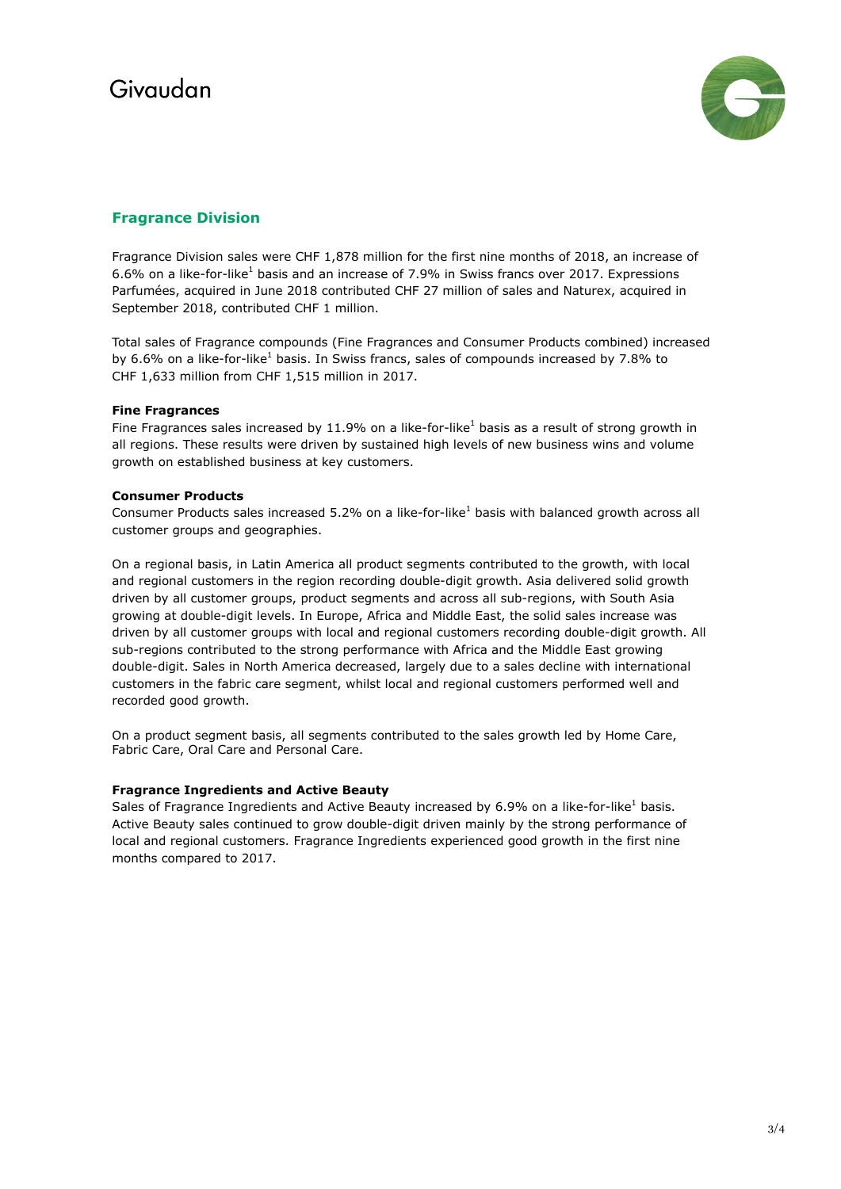## Fragrance Division

Fragrance Division sales were CHF 1,878 million for the first nine months of 2018, an increase of 6.6% on a like-for-like[1] basis and an increase of 7.9% in Swiss francs over 2017. Expressions Parfumées, acquired in June 2018 contributed CHF 27 million of sales and Naturex, acquired in September 2018, contributed CHF 1 million.

Total sales of Fragrance compounds (Fine Fragrances and Consumer Products combined) increased by 6.6% on a like-for-like[1] basis. In Swiss francs, sales of compounds increased by 7.8% to CHF 1,633 million from CHF 1,515 million in 2017.

**Fine Fragrances**

Fine Fragrances sales increased by 11.9% on a like-for-like[1] basis as a result of strong growth in all regions. These results were driven by sustained high levels of new business wins and volume growth on established business at key customers.

**Consumer Products**

Consumer Products sales increased 5.2% on a like-for-like[1] basis with balanced growth across all customer groups and geographies.

On a regional basis, in Latin America all product segments contributed to the growth, with local and regional customers in the region recording double-digit growth. Asia delivered solid growth driven by all customer groups, product segments and across all sub-regions, with South Asia growing at double-digit levels. In Europe, Africa and Middle East, the solid sales increase was driven by all customer groups with local and regional customers recording double-digit growth. All sub-regions contributed to the strong performance with Africa and the Middle East growing double-digit. Sales in North America decreased, largely due to a sales decline with international customers in the fabric care segment, whilst local and regional customers performed well and recorded good growth.

On a product segment basis, all segments contributed to the sales growth led by Home Care, Fabric Care, Oral Care and Personal Care.

**Fragrance Ingredients and Active Beauty**

Sales of Fragrance Ingredients and Active Beauty increased by 6.9% on a like-for-like[1] basis. Active Beauty sales continued to grow double-digit driven mainly by the strong performance of local and regional customers. Fragrance Ingredients experienced good growth in the first nine months compared to 2017.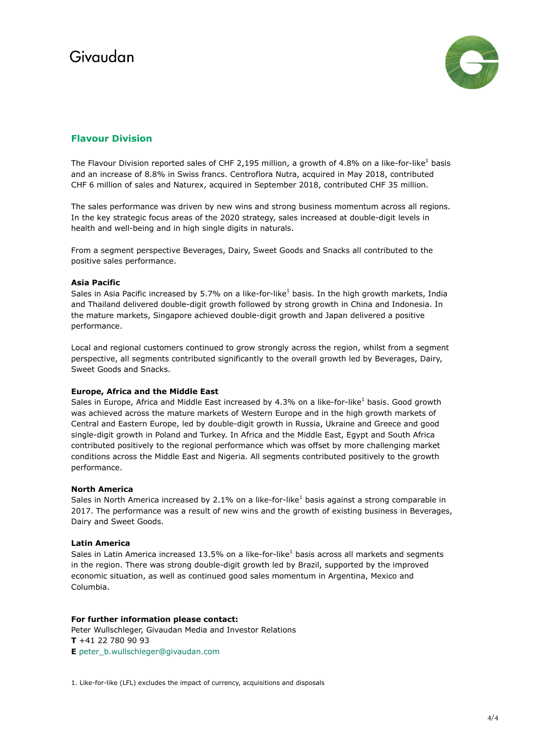## Flavour Division

The Flavour Division reported sales of CHF 2,195 million, a growth of 4.8% on a like-for-like[1] basis and an increase of 8.8% in Swiss francs. Centroflora Nutra, acquired in May 2018, contributed CHF 6 million of sales and Naturex, acquired in September 2018, contributed CHF 35 million.

The sales performance was driven by new wins and strong business momentum across all regions. In the key strategic focus areas of the 2020 strategy, sales increased at double-digit levels in health and well-being and in high single digits in naturals.

From a segment perspective Beverages, Dairy, Sweet Goods and Snacks all contributed to the positive sales performance.

**Asia Pacific**

Sales in Asia Pacific increased by 5.7% on a like-for-like[1] basis. In the high growth markets, India and Thailand delivered double-digit growth followed by strong growth in China and Indonesia. In the mature markets, Singapore achieved double-digit growth and Japan delivered a positive performance.

Local and regional customers continued to grow strongly across the region, whilst from a segment perspective, all segments contributed significantly to the overall growth led by Beverages, Dairy, Sweet Goods and Snacks.

**Europe, Africa and the Middle East**

Sales in Europe, Africa and Middle East increased by 4.3% on a like-for-like[1] basis. Good growth was achieved across the mature markets of Western Europe and in the high growth markets of Central and Eastern Europe, led by double-digit growth in Russia, Ukraine and Greece and good single-digit growth in Poland and Turkey. In Africa and the Middle East, Egypt and South Africa contributed positively to the regional performance which was offset by more challenging market conditions across the Middle East and Nigeria. All segments contributed positively to the growth performance.

**North America**

Sales in North America increased by 2.1% on a like-for-like[1] basis against a strong comparable in 2017. The performance was a result of new wins and the growth of existing business in Beverages, Dairy and Sweet Goods.

**Latin America**

Sales in Latin America increased 13.5% on a like-for-like[1] basis across all markets and segments in the region. There was strong double-digit growth led by Brazil, supported by the improved economic situation, as well as continued good sales momentum in Argentina, Mexico and Columbia.

**For further information please contact:**
Peter Wullschleger, Givaudan Media and Investor Relations
**T** +41 22 780 90 93
**E** peter_b.wullschleger@givaudan.com

1. Like-for-like (LFL) excludes the impact of currency, acquisitions and disposals